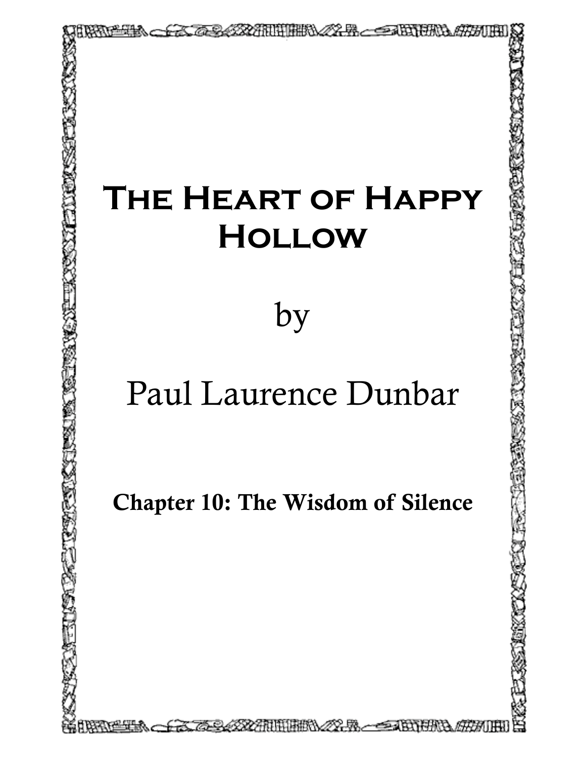# The Heart of Happy Hollow

by

Paul Laurence Dunbar

**Chapter 10: The Wisdom of Silence**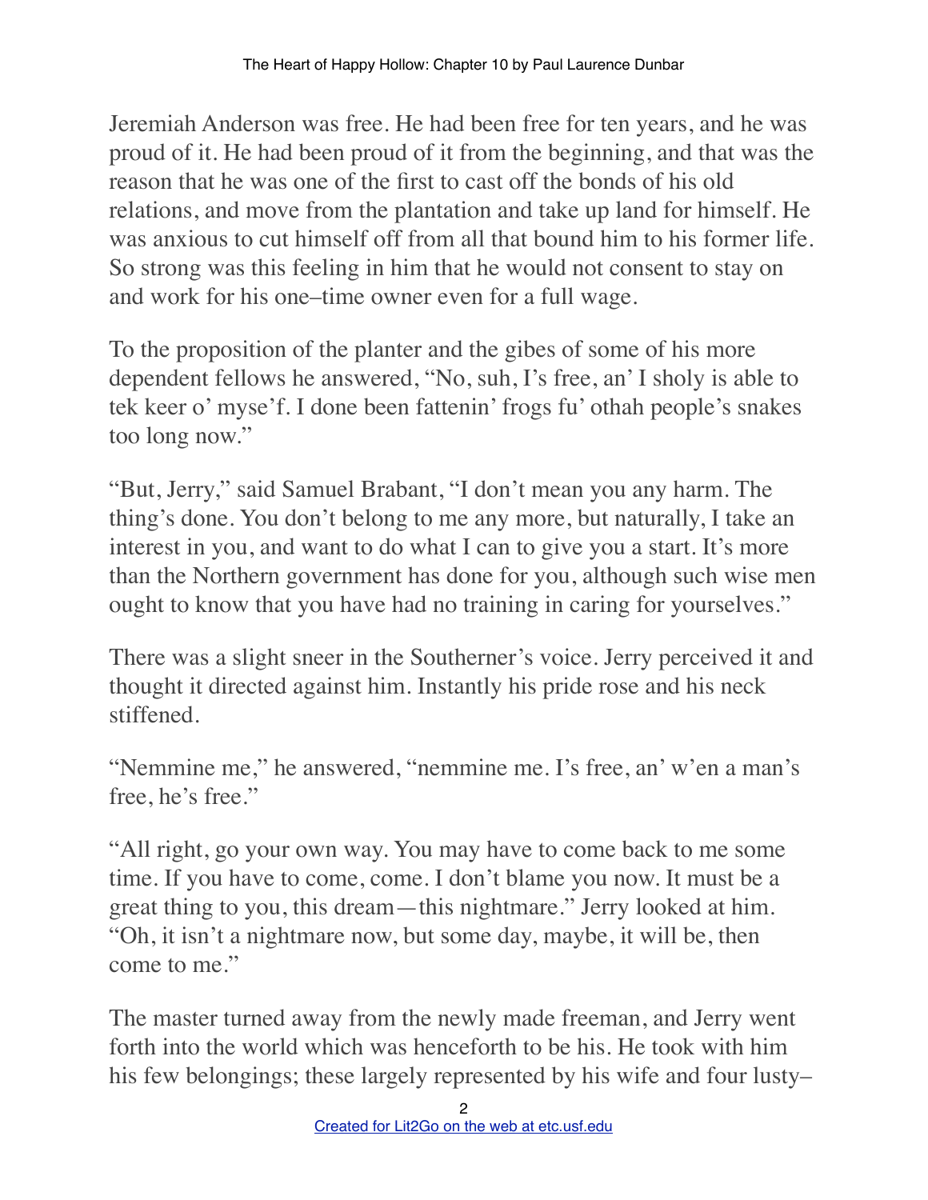Jeremiah Anderson was free. He had been free for ten years, and he was proud of it. He had been proud of it from the beginning, and that was the reason that he was one of the first to cast off the bonds of his old relations, and move from the plantation and take up land for himself. He was anxious to cut himself off from all that bound him to his former life. So strong was this feeling in him that he would not consent to stay on and work for his one–time owner even for a full wage.

To the proposition of the planter and the gibes of some of his more dependent fellows he answered, "No, suh, I's free, an' I sholy is able to tek keer o' myse'f. I done been fattenin' frogs fu' othah people's snakes too long now."

"But, Jerry," said Samuel Brabant, "I don't mean you any harm. The thing's done. You don't belong to me any more, but naturally, I take an interest in you, and want to do what I can to give you a start. It's more than the Northern government has done for you, although such wise men ought to know that you have had no training in caring for yourselves."

There was a slight sneer in the Southerner's voice. Jerry perceived it and thought it directed against him. Instantly his pride rose and his neck stiffened.

"Nemmine me," he answered, "nemmine me. I's free, an' w'en a man's free, he's free."

"All right, go your own way. You may have to come back to me some time. If you have to come, come. I don't blame you now. It must be a great thing to you, this dream—this nightmare." Jerry looked at him. "Oh, it isn't a nightmare now, but some day, maybe, it will be, then come to me."

The master turned away from the newly made freeman, and Jerry went forth into the world which was henceforth to be his. He took with him his few belongings; these largely represented by his wife and four lusty–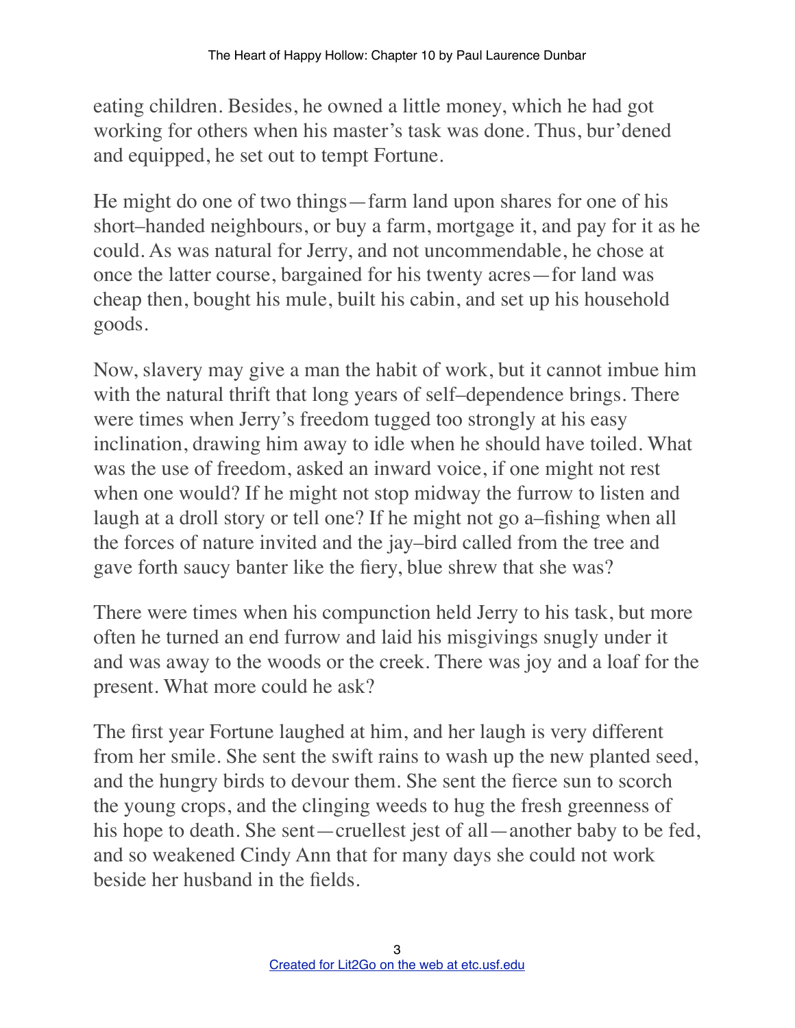eating children. Besides, he owned a little money, which he had got working for others when his master's task was done. Thus, bur'dened and equipped, he set out to tempt Fortune.

He might do one of two things—farm land upon shares for one of his short–handed neighbours, or buy a farm, mortgage it, and pay for it as he could. As was natural for Jerry, and not uncommendable, he chose at once the latter course, bargained for his twenty acres—for land was cheap then, bought his mule, built his cabin, and set up his household goods.

Now, slavery may give a man the habit of work, but it cannot imbue him with the natural thrift that long years of self–dependence brings. There were times when Jerry's freedom tugged too strongly at his easy inclination, drawing him away to idle when he should have toiled. What was the use of freedom, asked an inward voice, if one might not rest when one would? If he might not stop midway the furrow to listen and laugh at a droll story or tell one? If he might not go a–fishing when all the forces of nature invited and the jay–bird called from the tree and gave forth saucy banter like the fiery, blue shrew that she was?

There were times when his compunction held Jerry to his task, but more often he turned an end furrow and laid his misgivings snugly under it and was away to the woods or the creek. There was joy and a loaf for the present. What more could he ask?

The first year Fortune laughed at him, and her laugh is very different from her smile. She sent the swift rains to wash up the new planted seed, and the hungry birds to devour them. She sent the fierce sun to scorch the young crops, and the clinging weeds to hug the fresh greenness of his hope to death. She sent—cruellest jest of all—another baby to be fed, and so weakened Cindy Ann that for many days she could not work beside her husband in the fields.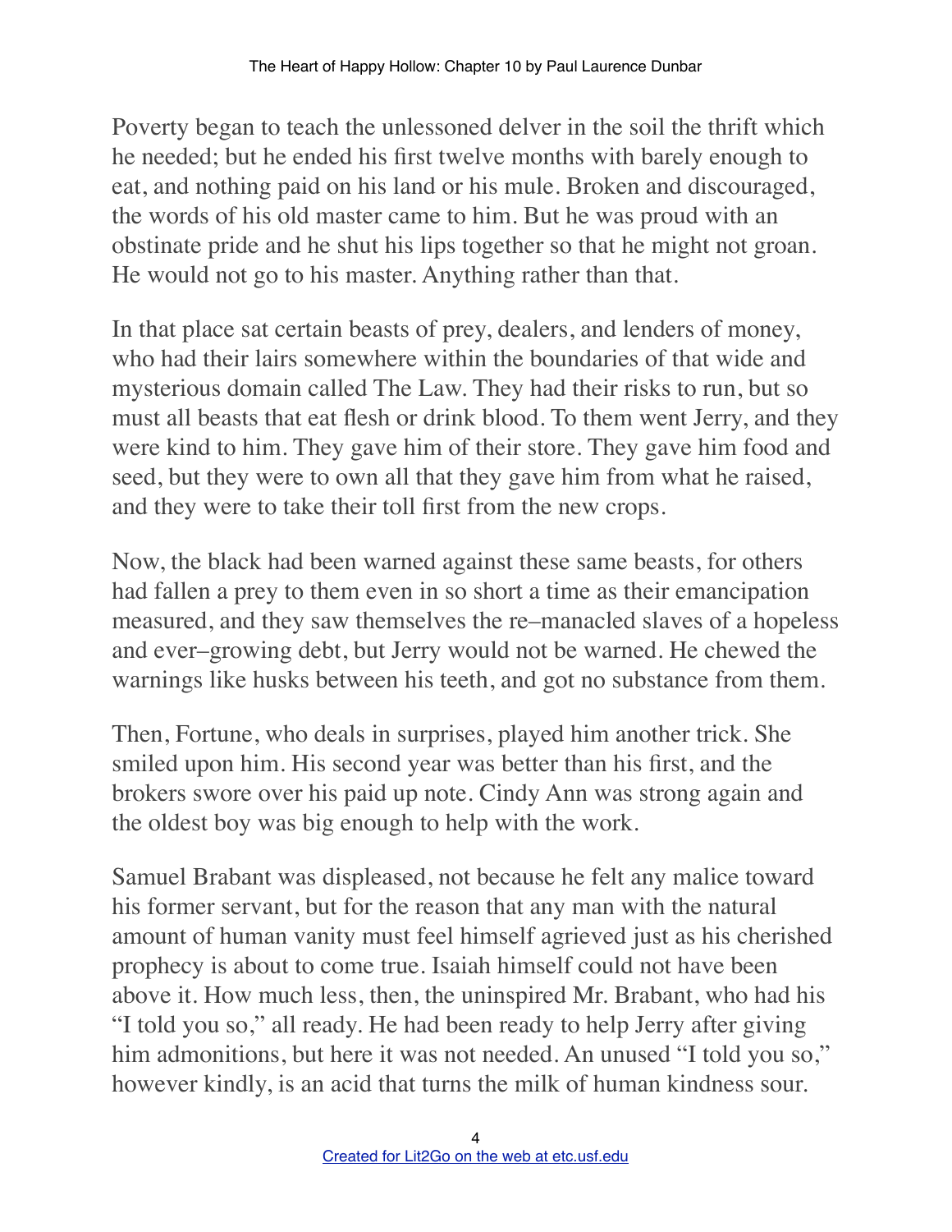Poverty began to teach the unlessoned delver in the soil the thrift which he needed; but he ended his first twelve months with barely enough to eat, and nothing paid on his land or his mule. Broken and discouraged, the words of his old master came to him. But he was proud with an obstinate pride and he shut his lips together so that he might not groan. He would not go to his master. Anything rather than that.

In that place sat certain beasts of prey, dealers, and lenders of money, who had their lairs somewhere within the boundaries of that wide and mysterious domain called The Law. They had their risks to run, but so must all beasts that eat flesh or drink blood. To them went Jerry, and they were kind to him. They gave him of their store. They gave him food and seed, but they were to own all that they gave him from what he raised, and they were to take their toll first from the new crops.

Now, the black had been warned against these same beasts, for others had fallen a prey to them even in so short a time as their emancipation measured, and they saw themselves the re–manacled slaves of a hopeless and ever–growing debt, but Jerry would not be warned. He chewed the warnings like husks between his teeth, and got no substance from them.

Then, Fortune, who deals in surprises, played him another trick. She smiled upon him. His second year was better than his first, and the brokers swore over his paid up note. Cindy Ann was strong again and the oldest boy was big enough to help with the work.

Samuel Brabant was displeased, not because he felt any malice toward his former servant, but for the reason that any man with the natural amount of human vanity must feel himself agrieved just as his cherished prophecy is about to come true. Isaiah himself could not have been above it. How much less, then, the uninspired Mr. Brabant, who had his "I told you so," all ready. He had been ready to help Jerry after giving him admonitions, but here it was not needed. An unused "I told you so," however kindly, is an acid that turns the milk of human kindness sour.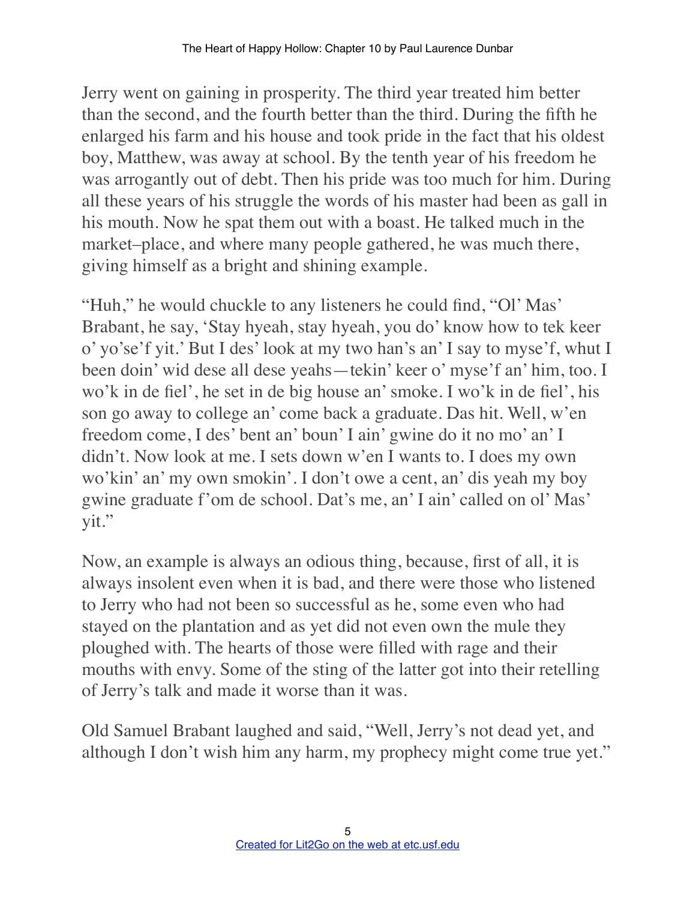Jerry went on gaining in prosperity. The third year treated him better than the second, and the fourth better than the third. During the fifth he enlarged his farm and his house and took pride in the fact that his oldest boy, Matthew, was away at school. By the tenth year of his freedom he was arrogantly out of debt. Then his pride was too much for him. During all these years of his struggle the words of his master had been as gall in his mouth. Now he spat them out with a boast. He talked much in the market–place, and where many people gathered, he was much there, giving himself as a bright and shining example.

"Huh," he would chuckle to any listeners he could find, "Ol' Mas' Brabant, he say, 'Stay hyeah, stay hyeah, you do' know how to tek keer o' yo'se'f yit.' But I des' look at my two han's an' I say to myse'f, whut I been doin' wid dese all dese yeahs—tekin' keer o' myse'f an' him, too. I wo'k in de fiel', he set in de big house an' smoke. I wo'k in de fiel', his son go away to college an' come back a graduate. Das hit. Well, w'en freedom come, I des' bent an' boun' I ain' gwine do it no mo' an' I didn't. Now look at me. I sets down w'en I wants to. I does my own wo'kin' an' my own smokin'. I don't owe a cent, an' dis yeah my boy gwine graduate f'om de school. Dat's me, an' I ain' called on ol' Mas' yit."

Now, an example is always an odious thing, because, first of all, it is always insolent even when it is bad, and there were those who listened to Jerry who had not been so successful as he, some even who had stayed on the plantation and as yet did not even own the mule they ploughed with. The hearts of those were filled with rage and their mouths with envy. Some of the sting of the latter got into their retelling of Jerry's talk and made it worse than it was.

Old Samuel Brabant laughed and said, "Well, Jerry's not dead yet, and although I don't wish him any harm, my prophecy might come true yet."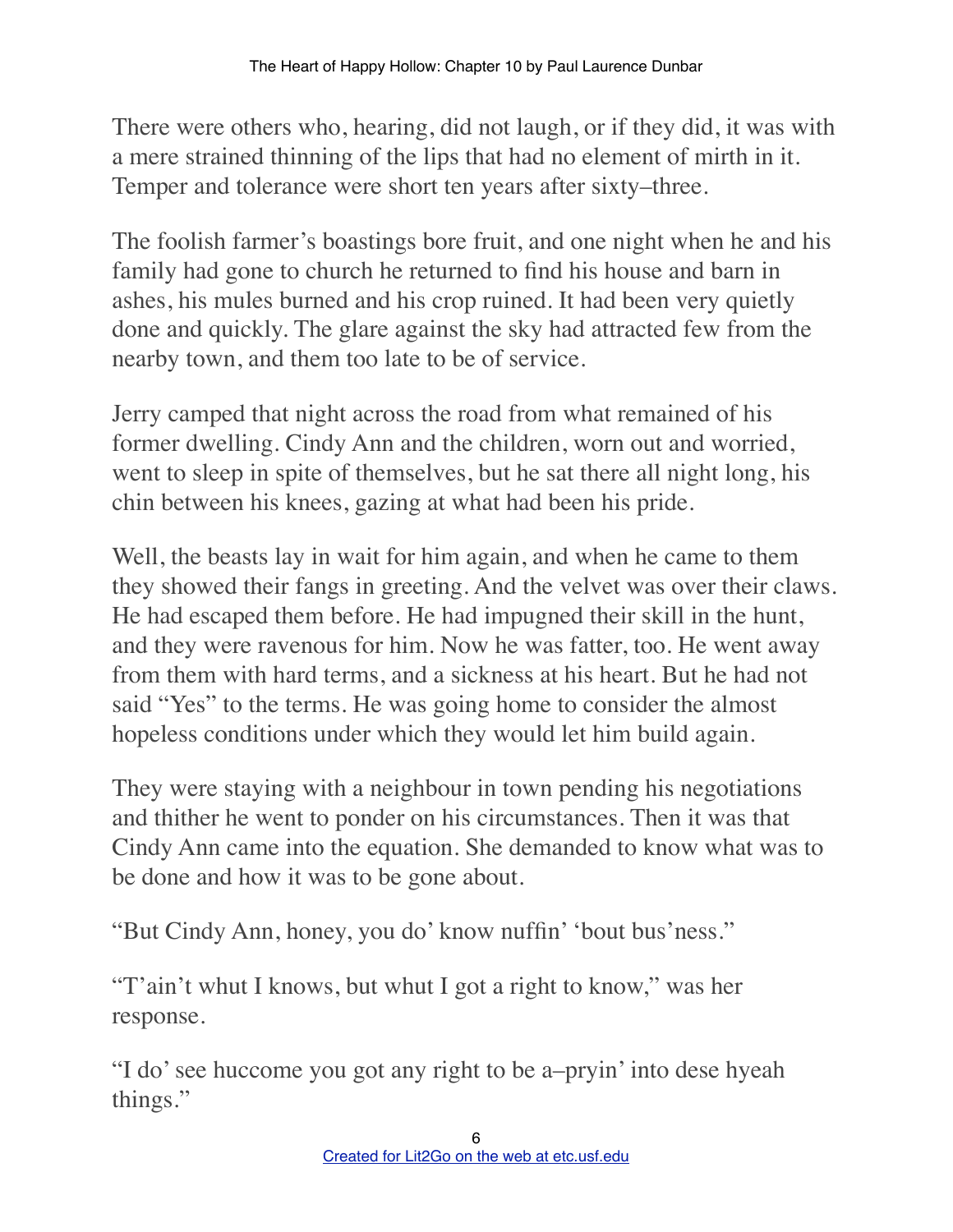There were others who, hearing, did not laugh, or if they did, it was with a mere strained thinning of the lips that had no element of mirth in it. Temper and tolerance were short ten years after sixty–three.

The foolish farmer's boastings bore fruit, and one night when he and his family had gone to church he returned to find his house and barn in ashes, his mules burned and his crop ruined. It had been very quietly done and quickly. The glare against the sky had attracted few from the nearby town, and them too late to be of service.

Jerry camped that night across the road from what remained of his former dwelling. Cindy Ann and the children, worn out and worried, went to sleep in spite of themselves, but he sat there all night long, his chin between his knees, gazing at what had been his pride.

Well, the beasts lay in wait for him again, and when he came to them they showed their fangs in greeting. And the velvet was over their claws. He had escaped them before. He had impugned their skill in the hunt, and they were ravenous for him. Now he was fatter, too. He went away from them with hard terms, and a sickness at his heart. But he had not said "Yes" to the terms. He was going home to consider the almost hopeless conditions under which they would let him build again.

They were staying with a neighbour in town pending his negotiations and thither he went to ponder on his circumstances. Then it was that Cindy Ann came into the equation. She demanded to know what was to be done and how it was to be gone about.

"But Cindy Ann, honey, you do' know nuffin' 'bout bus'ness."

"T'ain't whut I knows, but whut I got a right to know," was her response.

"I do' see huccome you got any right to be a–pryin' into dese hyeah things."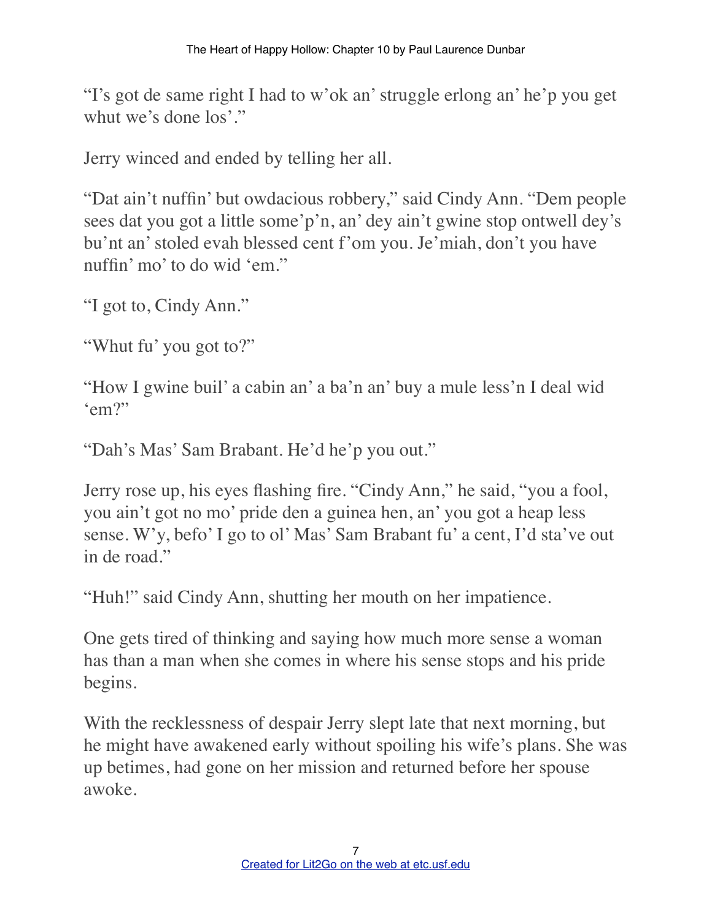"I's got de same right I had to w'ok an' struggle erlong an' he'p you get whut we's done los'."

Jerry winced and ended by telling her all.

"Dat ain't nuffin' but owdacious robbery," said Cindy Ann. "Dem people sees dat you got a little some'p'n, an' dey ain't gwine stop ontwell dey's bu'nt an' stoled evah blessed cent f'om you. Je'miah, don't you have nuffin' mo' to do wid 'em."

"I got to, Cindy Ann."

"Whut fu' you got to?"

"How I gwine buil' a cabin an' a ba'n an' buy a mule less'n I deal wid 'em?"

"Dah's Mas' Sam Brabant. He'd he'p you out."

Jerry rose up, his eyes flashing fire. "Cindy Ann," he said, "you a fool, you ain't got no mo' pride den a guinea hen, an' you got a heap less sense. W'y, befo' I go to ol' Mas' Sam Brabant fu' a cent, I'd sta've out in de road."

"Huh!" said Cindy Ann, shutting her mouth on her impatience.

One gets tired of thinking and saying how much more sense a woman has than a man when she comes in where his sense stops and his pride begins.

With the recklessness of despair Jerry slept late that next morning, but he might have awakened early without spoiling his wife's plans. She was up betimes, had gone on her mission and returned before her spouse awoke.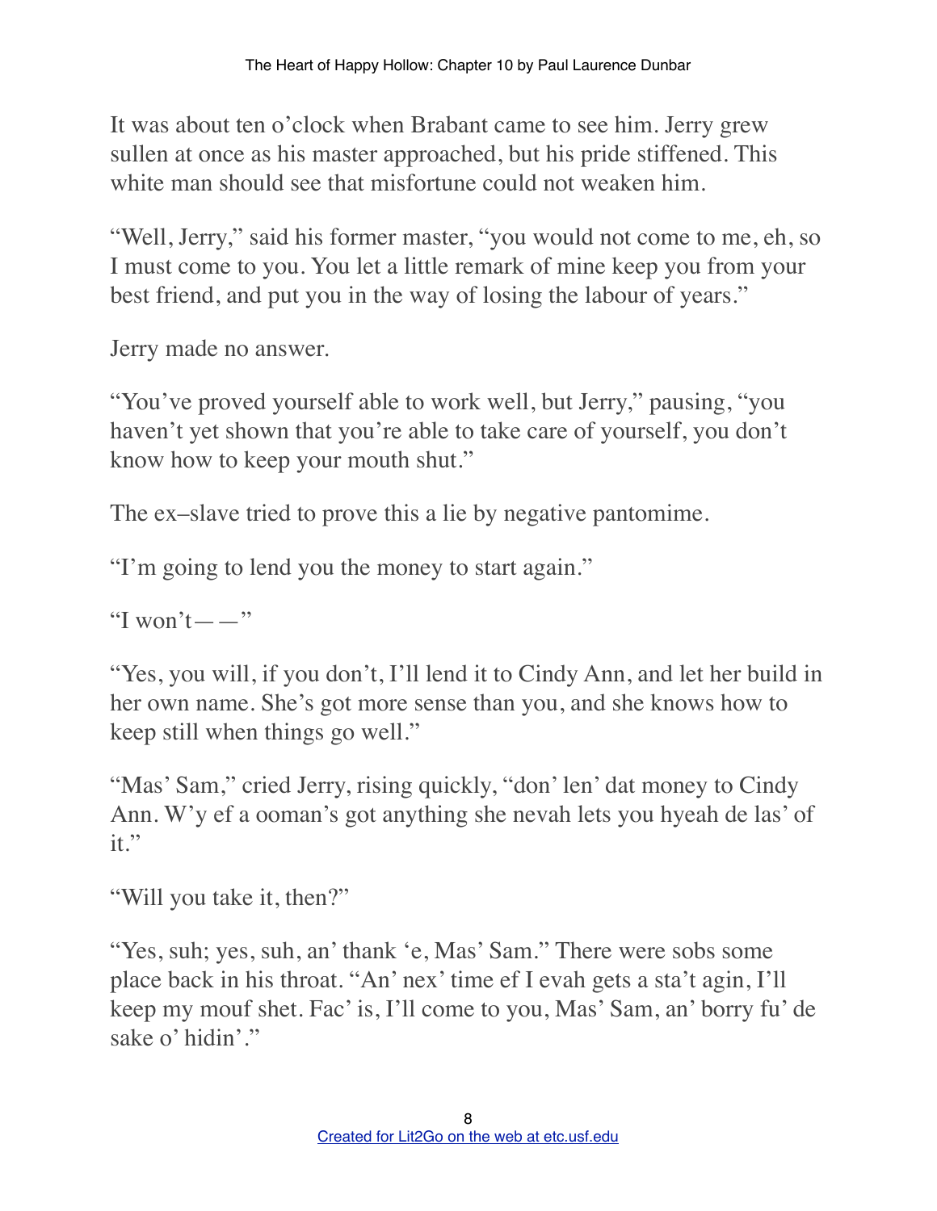It was about ten o'clock when Brabant came to see him. Jerry grew sullen at once as his master approached, but his pride stiffened. This white man should see that misfortune could not weaken him.

"Well, Jerry," said his former master, "you would not come to me, eh, so I must come to you. You let a little remark of mine keep you from your best friend, and put you in the way of losing the labour of years."

Jerry made no answer.

"You've proved yourself able to work well, but Jerry," pausing, "you haven't yet shown that you're able to take care of yourself, you don't know how to keep your mouth shut."

The ex–slave tried to prove this a lie by negative pantomime.

"I'm going to lend you the money to start again."

"I won't——"

"Yes, you will, if you don't, I'll lend it to Cindy Ann, and let her build in her own name. She's got more sense than you, and she knows how to keep still when things go well."

"Mas' Sam," cried Jerry, rising quickly, "don' len' dat money to Cindy Ann. W'y ef a ooman's got anything she nevah lets you hyeah de las' of it."

"Will you take it, then?"

"Yes, suh; yes, suh, an' thank 'e, Mas' Sam." There were sobs some place back in his throat. "An' nex' time ef I evah gets a sta't agin, I'll keep my mouf shet. Fac' is, I'll come to you, Mas' Sam, an' borry fu' de sake o' hidin'."